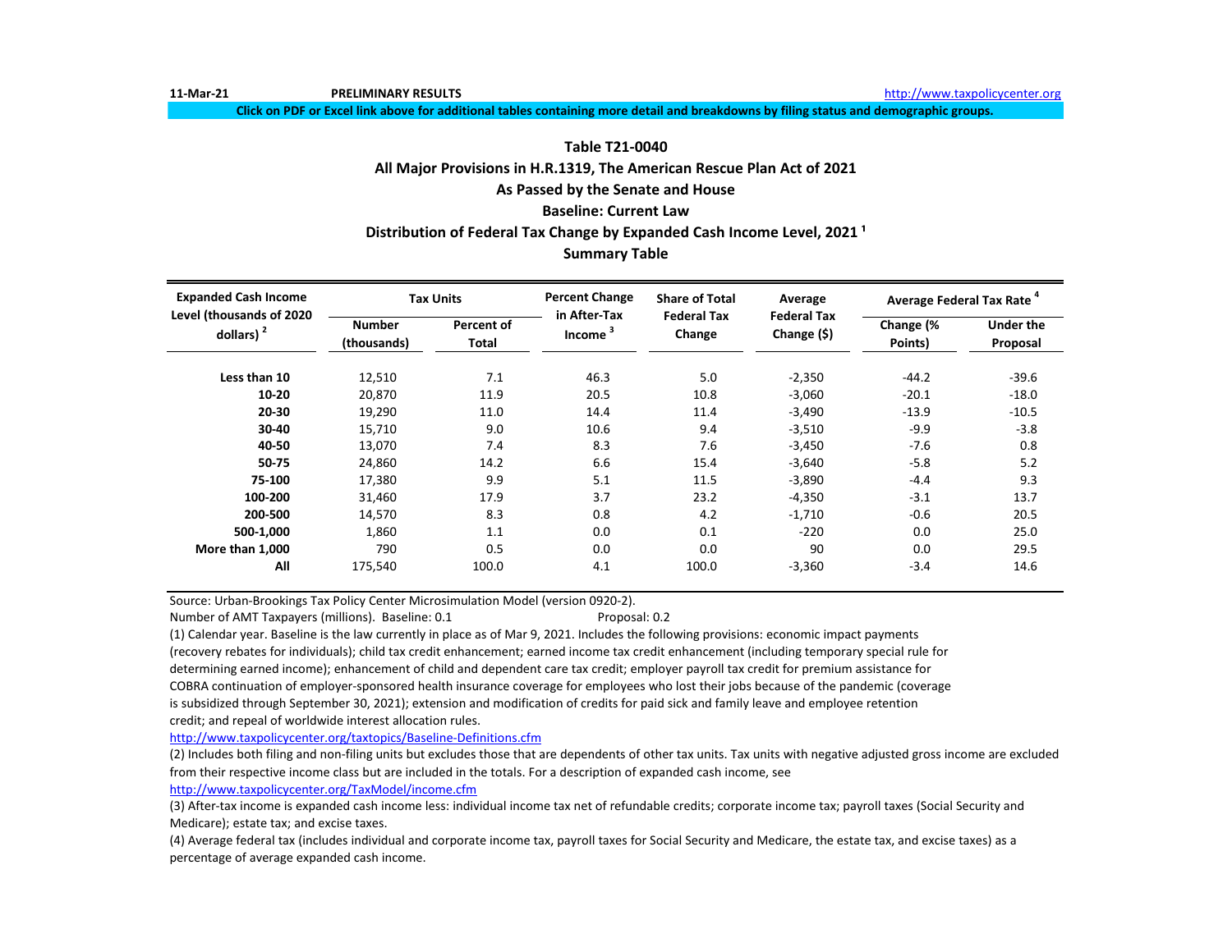11-Mar-21 **PRELIMINARY RESULTS** http://www.taxpolicycenter.org

**Click on PDF or Excel link above for additional tables containing more detail and breakdowns by filing status and demographic groups.**

## Table T21-0040
## All Major Provisions in H.R.1319, The American Rescue Plan Act of 2021
## As Passed by the Senate and House
## Baseline: Current Law
## Distribution of Federal Tax Change by Expanded Cash Income Level, 2021 [1]
## Summary Table

| Expanded Cash Income Level (thousands of 2020 dollars) [2] | Tax Units | | Percent Change in After-Tax Income [3] | Share of Total Federal Tax Change | Average Federal Tax Change ($) | Average Federal Tax Rate [4] | |
|---|---|---|---|---|---|---|---|
| | Number (thousands) | Percent of Total | | | | Change (% Points) | Under the Proposal |
| Less than 10 | 12,510 | 7.1 | 46.3 | 5.0 | -2,350 | -44.2 | -39.6 |
| 10-20 | 20,870 | 11.9 | 20.5 | 10.8 | -3,060 | -20.1 | -18.0 |
| 20-30 | 19,290 | 11.0 | 14.4 | 11.4 | -3,490 | -13.9 | -10.5 |
| 30-40 | 15,710 | 9.0 | 10.6 | 9.4 | -3,510 | -9.9 | -3.8 |
| 40-50 | 13,070 | 7.4 | 8.3 | 7.6 | -3,450 | -7.6 | 0.8 |
| 50-75 | 24,860 | 14.2 | 6.6 | 15.4 | -3,640 | -5.8 | 5.2 |
| 75-100 | 17,380 | 9.9 | 5.1 | 11.5 | -3,890 | -4.4 | 9.3 |
| 100-200 | 31,460 | 17.9 | 3.7 | 23.2 | -4,350 | -3.1 | 13.7 |
| 200-500 | 14,570 | 8.3 | 0.8 | 4.2 | -1,710 | -0.6 | 20.5 |
| 500-1,000 | 1,860 | 1.1 | 0.0 | 0.1 | -220 | 0.0 | 25.0 |
| More than 1,000 | 790 | 0.5 | 0.0 | 0.0 | 90 | 0.0 | 29.5 |
| All | 175,540 | 100.0 | 4.1 | 100.0 | -3,360 | -3.4 | 14.6 |

Source: Urban-Brookings Tax Policy Center Microsimulation Model (version 0920-2).

Number of AMT Taxpayers (millions). Baseline: 0.1 Proposal: 0.2

(1) Calendar year. Baseline is the law currently in place as of Mar 9, 2021. Includes the following provisions: economic impact payments (recovery rebates for individuals); child tax credit enhancement; earned income tax credit enhancement (including temporary special rule for determining earned income); enhancement of child and dependent care tax credit; employer payroll tax credit for premium assistance for COBRA continuation of employer-sponsored health insurance coverage for employees who lost their jobs because of the pandemic (coverage is subsidized through September 30, 2021); extension and modification of credits for paid sick and family leave and employee retention credit; and repeal of worldwide interest allocation rules.

http://www.taxpolicycenter.org/taxtopics/Baseline-Definitions.cfm

(2) Includes both filing and non-filing units but excludes those that are dependents of other tax units. Tax units with negative adjusted gross income are excluded from their respective income class but are included in the totals. For a description of expanded cash income, see

http://www.taxpolicycenter.org/TaxModel/income.cfm

(3) After-tax income is expanded cash income less: individual income tax net of refundable credits; corporate income tax; payroll taxes (Social Security and Medicare); estate tax; and excise taxes.

(4) Average federal tax (includes individual and corporate income tax, payroll taxes for Social Security and Medicare, the estate tax, and excise taxes) as a percentage of average expanded cash income.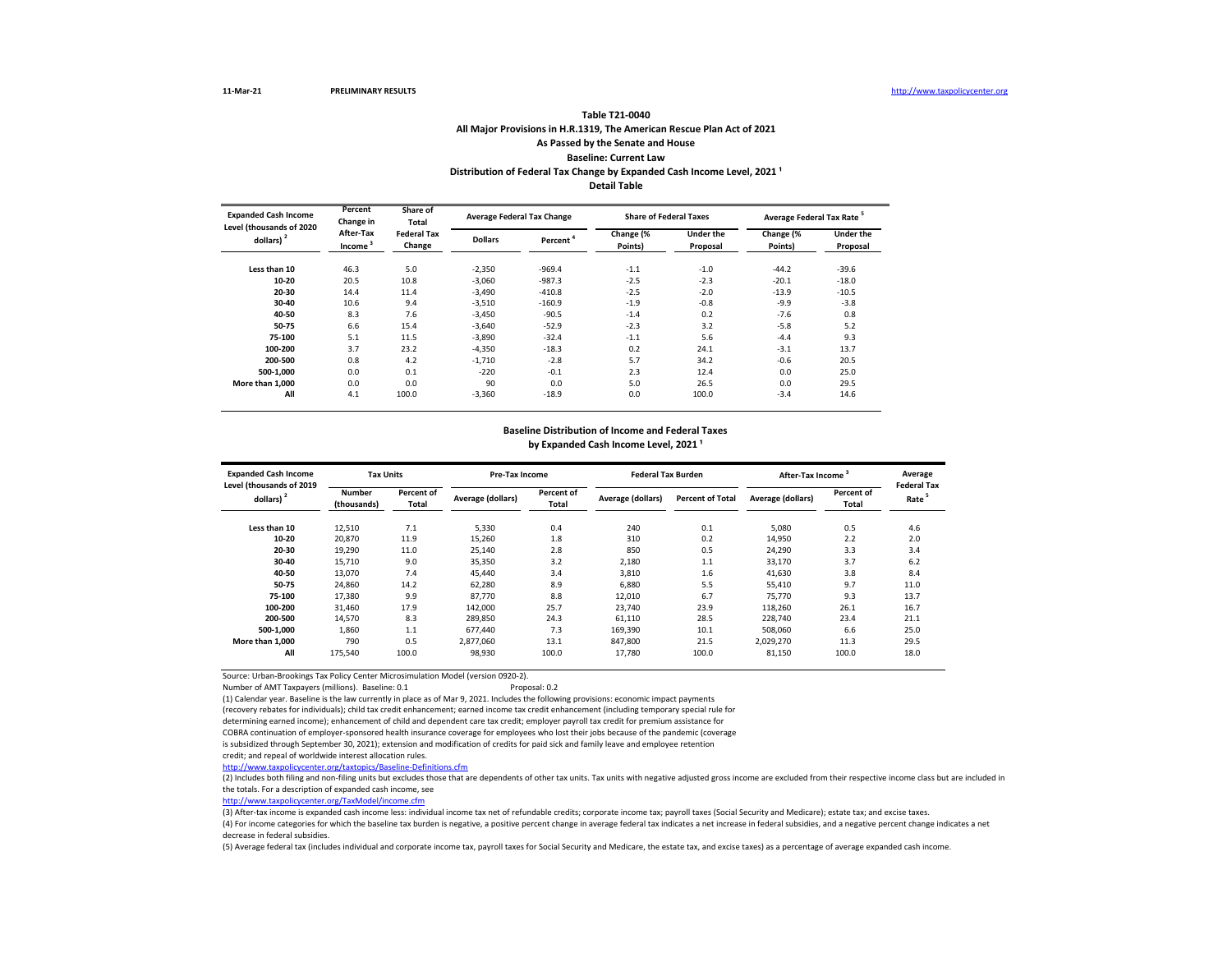11-Mar-21 **PRELIMINARY RESULTS** http://www.taxpolicycenter.org

### Table T21-0040
### All Major Provisions in H.R.1319, The American Rescue Plan Act of 2021
### As Passed by the Senate and House
### Baseline: Current Law
### Distribution of Federal Tax Change by Expanded Cash Income Level, 2021 [1]
### Detail Table

| Expanded Cash Income Level (thousands of 2020 dollars) [2] | Percent Change in After-Tax Income [3] | Share of Total Federal Tax Change | Average Federal Tax Change | | Share of Federal Taxes | | Average Federal Tax Rate [5] | |
|---|---|---|---|---|---|---|---|---|
| | | | Dollars | Percent [4] | Change (% Points) | Under the Proposal | Change (% Points) | Under the Proposal |
| Less than 10 | 46.3 | 5.0 | -2,350 | -969.4 | -1.1 | -1.0 | -44.2 | -39.6 |
| 10-20 | 20.5 | 10.8 | -3,060 | -987.3 | -2.5 | -2.3 | -20.1 | -18.0 |
| 20-30 | 14.4 | 11.4 | -3,490 | -410.8 | -2.5 | -2.0 | -13.9 | -10.5 |
| 30-40 | 10.6 | 9.4 | -3,510 | -160.9 | -1.9 | -0.8 | -9.9 | -3.8 |
| 40-50 | 8.3 | 7.6 | -3,450 | -90.5 | -1.4 | 0.2 | -7.6 | 0.8 |
| 50-75 | 6.6 | 15.4 | -3,640 | -52.9 | -2.3 | 3.2 | -5.8 | 5.2 |
| 75-100 | 5.1 | 11.5 | -3,890 | -32.4 | -1.1 | 5.6 | -4.4 | 9.3 |
| 100-200 | 3.7 | 23.2 | -4,350 | -18.3 | 0.2 | 24.1 | -3.1 | 13.7 |
| 200-500 | 0.8 | 4.2 | -1,710 | -2.8 | 5.7 | 34.2 | -0.6 | 20.5 |
| 500-1,000 | 0.0 | 0.1 | -220 | -0.1 | 2.3 | 12.4 | 0.0 | 25.0 |
| More than 1,000 | 0.0 | 0.0 | 90 | 0.0 | 5.0 | 26.5 | 0.0 | 29.5 |
| All | 4.1 | 100.0 | -3,360 | -18.9 | 0.0 | 100.0 | -3.4 | 14.6 |

### Baseline Distribution of Income and Federal Taxes
### by Expanded Cash Income Level, 2021 [1]

| Expanded Cash Income Level (thousands of 2019 dollars) [2] | Tax Units | | Pre-Tax Income | | Federal Tax Burden | | After-Tax Income [3] | | Average Federal Tax Rate [5] |
|---|---|---|---|---|---|---|---|---|---|
| | Number (thousands) | Percent of Total | Average (dollars) | Percent of Total | Average (dollars) | Percent of Total | Average (dollars) | Percent of Total | |
| Less than 10 | 12,510 | 7.1 | 5,330 | 0.4 | 240 | 0.1 | 5,080 | 0.5 | 4.6 |
| 10-20 | 20,870 | 11.9 | 15,260 | 1.8 | 310 | 0.2 | 14,950 | 2.2 | 2.0 |
| 20-30 | 19,290 | 11.0 | 25,140 | 2.8 | 850 | 0.5 | 24,290 | 3.3 | 3.4 |
| 30-40 | 15,710 | 9.0 | 35,350 | 3.2 | 2,180 | 1.1 | 33,170 | 3.7 | 6.2 |
| 40-50 | 13,070 | 7.4 | 45,440 | 3.4 | 3,810 | 1.6 | 41,630 | 3.8 | 8.4 |
| 50-75 | 24,860 | 14.2 | 62,280 | 8.9 | 6,880 | 5.5 | 55,410 | 9.7 | 11.0 |
| 75-100 | 17,380 | 9.9 | 87,770 | 8.8 | 12,010 | 6.7 | 75,770 | 9.3 | 13.7 |
| 100-200 | 31,460 | 17.9 | 142,000 | 25.7 | 23,740 | 23.9 | 118,260 | 26.1 | 16.7 |
| 200-500 | 14,570 | 8.3 | 289,850 | 24.3 | 61,110 | 28.5 | 228,740 | 23.4 | 21.1 |
| 500-1,000 | 1,860 | 1.1 | 677,440 | 7.3 | 169,390 | 10.1 | 508,060 | 6.6 | 25.0 |
| More than 1,000 | 790 | 0.5 | 2,877,060 | 13.1 | 847,800 | 21.5 | 2,029,270 | 11.3 | 29.5 |
| All | 175,540 | 100.0 | 98,930 | 100.0 | 17,780 | 100.0 | 81,150 | 100.0 | 18.0 |

Source: Urban-Brookings Tax Policy Center Microsimulation Model (version 0920-2).

Number of AMT Taxpayers (millions). Baseline: 0.1 Proposal: 0.2

(1) Calendar year. Baseline is the law currently in place as of Mar 9, 2021. Includes the following provisions: economic impact payments (recovery rebates for individuals); child tax credit enhancement; earned income tax credit enhancement (including temporary special rule for determining earned income); enhancement of child and dependent care tax credit; employer payroll tax credit for premium assistance for COBRA continuation of employer-sponsored health insurance coverage for employees who lost their jobs because of the pandemic (coverage is subsidized through September 30, 2021); extension and modification of credits for paid sick and family leave and employee retention credit; and repeal of worldwide interest allocation rules.

http://www.taxpolicycenter.org/taxtopics/Baseline-Definitions.cfm

(2) Includes both filing and non-filing units but excludes those that are dependents of other tax units. Tax units with negative adjusted gross income are excluded from their respective income class but are included in the totals. For a description of expanded cash income, see

http://www.taxpolicycenter.org/TaxModel/income.cfm

(3) After-tax income is expanded cash income less: individual income tax net of refundable credits; corporate income tax; payroll taxes (Social Security and Medicare); estate tax; and excise taxes.

(4) For income categories for which the baseline tax burden is negative, a positive percent change in average federal tax indicates a net increase in federal subsidies, and a negative percent change indicates a net decrease in federal subsidies.

(5) Average federal tax (includes individual and corporate income tax, payroll taxes for Social Security and Medicare, the estate tax, and excise taxes) as a percentage of average expanded cash income.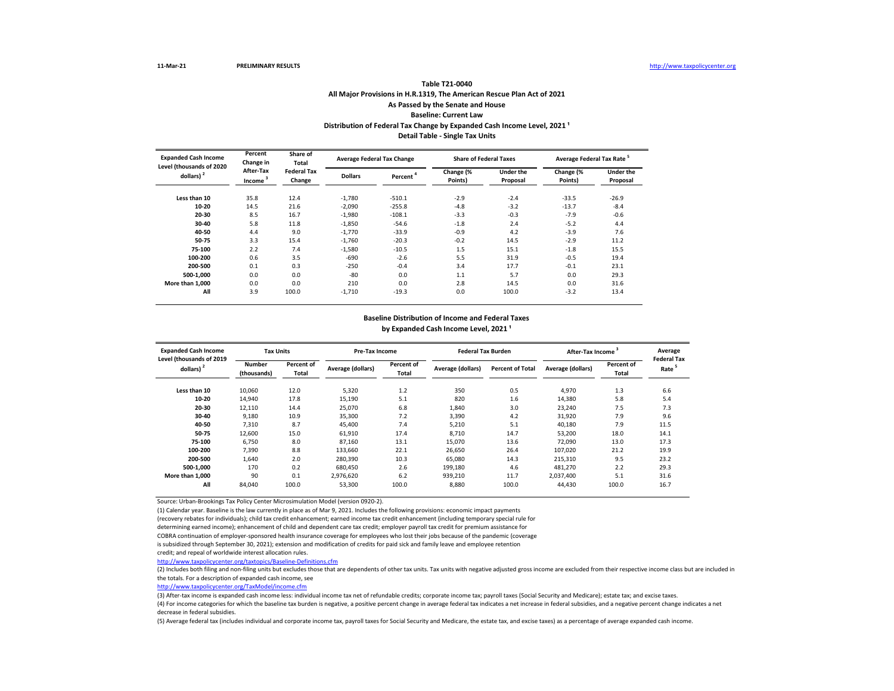11-Mar-21 PRELIMINARY RESULTS http://www.taxpolicycenter.org

# Table T21-0040
## All Major Provisions in H.R.1319, The American Rescue Plan Act of 2021
## As Passed by the Senate and House
## Baseline: Current Law
## Distribution of Federal Tax Change by Expanded Cash Income Level, 2021 [1]
## Detail Table - Single Tax Units

| Expanded Cash Income Level (thousands of 2020 dollars) [2] | Percent Change in After-Tax Income [3] | Share of Total Federal Tax Change | Average Federal Tax Change | | Share of Federal Taxes | | Average Federal Tax Rate [5] | |
|---|---|---|---|---|---|---|---|---|
| | | | Dollars | Percent [4] | Change (% Points) | Under the Proposal | Change (% Points) | Under the Proposal |
| Less than 10 | 35.8 | 12.4 | -1,780 | -510.1 | -2.9 | -2.4 | -33.5 | -26.9 |
| 10-20 | 14.5 | 21.6 | -2,090 | -255.8 | -4.8 | -3.2 | -13.7 | -8.4 |
| 20-30 | 8.5 | 16.7 | -1,980 | -108.1 | -3.3 | -0.3 | -7.9 | -0.6 |
| 30-40 | 5.8 | 11.8 | -1,850 | -54.6 | -1.8 | 2.4 | -5.2 | 4.4 |
| 40-50 | 4.4 | 9.0 | -1,770 | -33.9 | -0.9 | 4.2 | -3.9 | 7.6 |
| 50-75 | 3.3 | 15.4 | -1,760 | -20.3 | -0.2 | 14.5 | -2.9 | 11.2 |
| 75-100 | 2.2 | 7.4 | -1,580 | -10.5 | 1.5 | 15.1 | -1.8 | 15.5 |
| 100-200 | 0.6 | 3.5 | -690 | -2.6 | 5.5 | 31.9 | -0.5 | 19.4 |
| 200-500 | 0.1 | 0.3 | -250 | -0.4 | 3.4 | 17.7 | -0.1 | 23.1 |
| 500-1,000 | 0.0 | 0.0 | -80 | 0.0 | 1.1 | 5.7 | 0.0 | 29.3 |
| More than 1,000 | 0.0 | 0.0 | 210 | 0.0 | 2.8 | 14.5 | 0.0 | 31.6 |
| All | 3.9 | 100.0 | -1,710 | -19.3 | 0.0 | 100.0 | -3.2 | 13.4 |

## Baseline Distribution of Income and Federal Taxes
## by Expanded Cash Income Level, 2021 [1]

| Expanded Cash Income Level (thousands of 2019 dollars) [2] | Tax Units | | Pre-Tax Income | | Federal Tax Burden | | After-Tax Income [3] | | Average Federal Tax Rate [5] |
|---|---|---|---|---|---|---|---|---|---|
| | Number (thousands) | Percent of Total | Average (dollars) | Percent of Total | Average (dollars) | Percent of Total | Average (dollars) | Percent of Total | |
| Less than 10 | 10,060 | 12.0 | 5,320 | 1.2 | 350 | 0.5 | 4,970 | 1.3 | 6.6 |
| 10-20 | 14,940 | 17.8 | 15,190 | 5.1 | 820 | 1.6 | 14,380 | 5.8 | 5.4 |
| 20-30 | 12,110 | 14.4 | 25,070 | 6.8 | 1,840 | 3.0 | 23,240 | 7.5 | 7.3 |
| 30-40 | 9,180 | 10.9 | 35,300 | 7.2 | 3,390 | 4.2 | 31,920 | 7.9 | 9.6 |
| 40-50 | 7,310 | 8.7 | 45,400 | 7.4 | 5,210 | 5.1 | 40,180 | 7.9 | 11.5 |
| 50-75 | 12,600 | 15.0 | 61,910 | 17.4 | 8,710 | 14.7 | 53,200 | 18.0 | 14.1 |
| 75-100 | 6,750 | 8.0 | 87,160 | 13.1 | 15,070 | 13.6 | 72,090 | 13.0 | 17.3 |
| 100-200 | 7,390 | 8.8 | 133,660 | 22.1 | 26,650 | 26.4 | 107,020 | 21.2 | 19.9 |
| 200-500 | 1,640 | 2.0 | 280,390 | 10.3 | 65,080 | 14.3 | 215,310 | 9.5 | 23.2 |
| 500-1,000 | 170 | 0.2 | 680,450 | 2.6 | 199,180 | 4.6 | 481,270 | 2.2 | 29.3 |
| More than 1,000 | 90 | 0.1 | 2,976,620 | 6.2 | 939,210 | 11.7 | 2,037,400 | 5.1 | 31.6 |
| All | 84,040 | 100.0 | 53,300 | 100.0 | 8,880 | 100.0 | 44,430 | 100.0 | 16.7 |

Source: Urban-Brookings Tax Policy Center Microsimulation Model (version 0920-2).

(1) Calendar year. Baseline is the law currently in place as of Mar 9, 2021. Includes the following provisions: economic impact payments (recovery rebates for individuals); child tax credit enhancement; earned income tax credit enhancement (including temporary special rule for determining earned income); enhancement of child and dependent care tax credit; employer payroll tax credit for premium assistance for COBRA continuation of employer-sponsored health insurance coverage for employees who lost their jobs because of the pandemic (coverage is subsidized through September 30, 2021); extension and modification of credits for paid sick and family leave and employee retention credit; and repeal of worldwide interest allocation rules.

http://www.taxpolicycenter.org/taxtopics/Baseline-Definitions.cfm

(2) Includes both filing and non-filing units but excludes those that are dependents of other tax units. Tax units with negative adjusted gross income are excluded from their respective income class but are included in the totals. For a description of expanded cash income, see

http://www.taxpolicycenter.org/TaxModel/income.cfm

(3) After-tax income is expanded cash income less: individual income tax net of refundable credits; corporate income tax; payroll taxes (Social Security and Medicare); estate tax; and excise taxes.

(4) For income categories for which the baseline tax burden is negative, a positive percent change in average federal tax indicates a net increase in federal subsidies, and a negative percent change indicates a net decrease in federal subsidies.

(5) Average federal tax (includes individual and corporate income tax, payroll taxes for Social Security and Medicare, the estate tax, and excise taxes) as a percentage of average expanded cash income.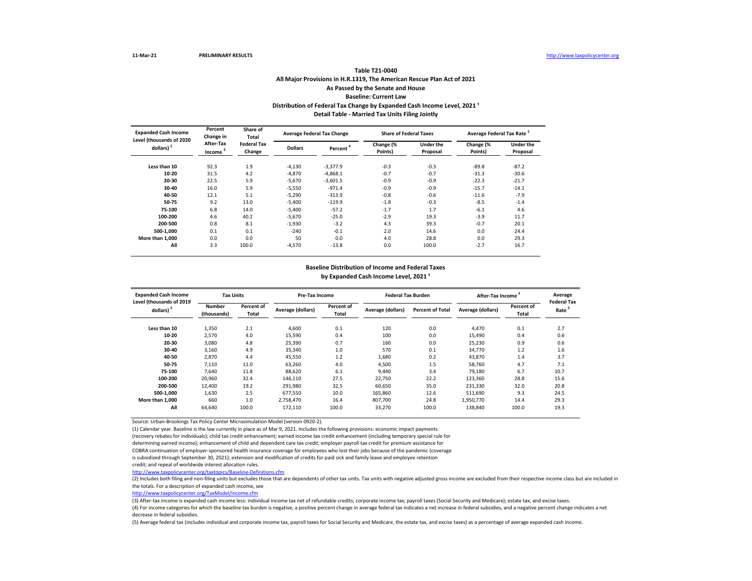11-Mar-21 **PRELIMINARY RESULTS** http://www.taxpolicycenter.org

### Table T21-0040
### All Major Provisions in H.R.1319, The American Rescue Plan Act of 2021
### As Passed by the Senate and House
### Baseline: Current Law
### Distribution of Federal Tax Change by Expanded Cash Income Level, 2021 [1]
### Detail Table - Married Tax Units Filing Jointly

| Expanded Cash Income Level (thousands of 2020 dollars) [2] | Percent Change in After-Tax Income [3] | Share of Total Federal Tax Change | Average Federal Tax Change | | Share of Federal Taxes | | Average Federal Tax Rate [5] | |
|---|---|---|---|---|---|---|---|---|
| | | | Dollars | Percent [4] | Change (% Points) | Under the Proposal | Change (% Points) | Under the Proposal |
| Less than 10 | 92.3 | 1.9 | -4,130 | -3,377.9 | -0.3 | -0.3 | -89.8 | -87.2 |
| 10-20 | 31.5 | 4.2 | -4,870 | -4,868.1 | -0.7 | -0.7 | -31.3 | -30.6 |
| 20-30 | 22.5 | 5.9 | -5,670 | -3,601.5 | -0.9 | -0.9 | -22.3 | -21.7 |
| 30-40 | 16.0 | 5.9 | -5,550 | -971.4 | -0.9 | -0.9 | -15.7 | -14.1 |
| 40-50 | 12.1 | 5.1 | -5,290 | -313.9 | -0.8 | -0.6 | -11.6 | -7.9 |
| 50-75 | 9.2 | 13.0 | -5,400 | -119.9 | -1.8 | -0.3 | -8.5 | -1.4 |
| 75-100 | 6.8 | 14.0 | -5,400 | -57.2 | -1.7 | 1.7 | -6.1 | 4.6 |
| 100-200 | 4.6 | 40.2 | -5,670 | -25.0 | -2.9 | 19.3 | -3.9 | 11.7 |
| 200-500 | 0.8 | 8.1 | -1,930 | -3.2 | 4.3 | 39.3 | -0.7 | 20.1 |
| 500-1,000 | 0.1 | 0.1 | -240 | -0.1 | 2.0 | 14.6 | 0.0 | 24.4 |
| More than 1,000 | 0.0 | 0.0 | 50 | 0.0 | 4.0 | 28.8 | 0.0 | 29.3 |
| All | 3.3 | 100.0 | -4,570 | -13.8 | 0.0 | 100.0 | -2.7 | 16.7 |

### Baseline Distribution of Income and Federal Taxes by Expanded Cash Income Level, 2021 [1]

| Expanded Cash Income Level (thousands of 2019 dollars) [2] | Tax Units | | Pre-Tax Income | | Federal Tax Burden | | After-Tax Income [3] | | Average Federal Tax Rate [5] |
|---|---|---|---|---|---|---|---|---|---|
| | Number (thousands) | Percent of Total | Average (dollars) | Percent of Total | Average (dollars) | Percent of Total | Average (dollars) | Percent of Total | |
| Less than 10 | 1,350 | 2.1 | 4,600 | 0.1 | 120 | 0.0 | 4,470 | 0.1 | 2.7 |
| 10-20 | 2,570 | 4.0 | 15,590 | 0.4 | 100 | 0.0 | 15,490 | 0.4 | 0.6 |
| 20-30 | 3,080 | 4.8 | 25,390 | 0.7 | 160 | 0.0 | 25,230 | 0.9 | 0.6 |
| 30-40 | 3,160 | 4.9 | 35,340 | 1.0 | 570 | 0.1 | 34,770 | 1.2 | 1.6 |
| 40-50 | 2,870 | 4.4 | 45,550 | 1.2 | 1,680 | 0.2 | 43,870 | 1.4 | 3.7 |
| 50-75 | 7,110 | 11.0 | 63,260 | 4.0 | 4,500 | 1.5 | 58,760 | 4.7 | 7.1 |
| 75-100 | 7,640 | 11.8 | 88,620 | 6.1 | 9,440 | 3.4 | 79,180 | 6.7 | 10.7 |
| 100-200 | 20,960 | 32.4 | 146,110 | 27.5 | 22,750 | 22.2 | 123,360 | 28.8 | 15.6 |
| 200-500 | 12,400 | 19.2 | 291,980 | 32.5 | 60,650 | 35.0 | 231,330 | 32.0 | 20.8 |
| 500-1,000 | 1,630 | 2.5 | 677,550 | 10.0 | 165,860 | 12.6 | 511,690 | 9.3 | 24.5 |
| More than 1,000 | 660 | 1.0 | 2,758,470 | 16.4 | 807,700 | 24.8 | 1,950,770 | 14.4 | 29.3 |
| All | 64,640 | 100.0 | 172,110 | 100.0 | 33,270 | 100.0 | 138,840 | 100.0 | 19.3 |

Source: Urban-Brookings Tax Policy Center Microsimulation Model (version 0920-2).

(1) Calendar year. Baseline is the law currently in place as of Mar 9, 2021. Includes the following provisions: economic impact payments (recovery rebates for individuals); child tax credit enhancement; earned income tax credit enhancement (including temporary special rule for determining earned income); enhancement of child and dependent care tax credit; employer payroll tax credit for premium assistance for COBRA continuation of employer-sponsored health insurance coverage for employees who lost their jobs because of the pandemic (coverage is subsidized through September 30, 2021); extension and modification of credits for paid sick and family leave and employee retention credit; and repeal of worldwide interest allocation rules.

http://www.taxpolicycenter.org/taxtopics/Baseline-Definitions.cfm

(2) Includes both filing and non-filing units but excludes those that are dependents of other tax units. Tax units with negative adjusted gross income are excluded from their respective income class but are included in the totals. For a description of expanded cash income, see

http://www.taxpolicycenter.org/TaxModel/income.cfm

(3) After-tax income is expanded cash income less: individual income tax net of refundable credits; corporate income tax; payroll taxes (Social Security and Medicare); estate tax; and excise taxes.

(4) For income categories for which the baseline tax burden is negative, a positive percent change in average federal tax indicates a net increase in federal subsidies, and a negative percent change indicates a net decrease in federal subsidies.

(5) Average federal tax (includes individual and corporate income tax, payroll taxes for Social Security and Medicare, the estate tax, and excise taxes) as a percentage of average expanded cash income.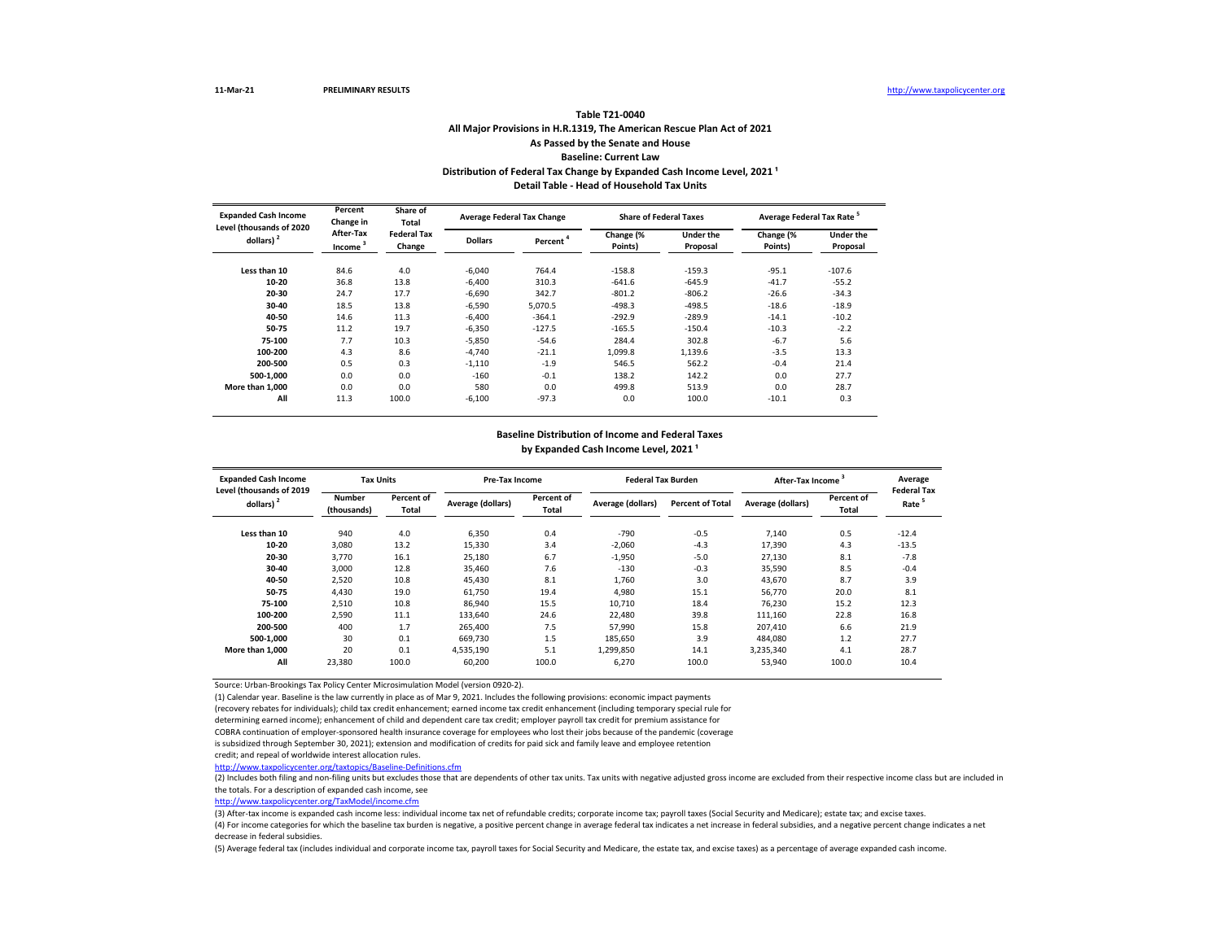11-Mar-21 **PRELIMINARY RESULTS** http://www.taxpolicycenter.org

## Table T21-0040
### All Major Provisions in H.R.1319, The American Rescue Plan Act of 2021
### As Passed by the Senate and House
### Baseline: Current Law
### Distribution of Federal Tax Change by Expanded Cash Income Level, 2021 [1]
### Detail Table - Head of Household Tax Units

| Expanded Cash Income Level (thousands of 2020 dollars) [2] | Percent Change in After-Tax Income [3] | Share of Total Federal Tax Change | Average Federal Tax Change | | Share of Federal Taxes | | Average Federal Tax Rate [5] | |
|---|---|---|---|---|---|---|---|---|
| | | | Dollars | Percent [4] | Change (% Points) | Under the Proposal | Change (% Points) | Under the Proposal |
| Less than 10 | 84.6 | 4.0 | -6,040 | 764.4 | -158.8 | -159.3 | -95.1 | -107.6 |
| 10-20 | 36.8 | 13.8 | -6,400 | 310.3 | -641.6 | -645.9 | -41.7 | -55.2 |
| 20-30 | 24.7 | 17.7 | -6,690 | 342.7 | -801.2 | -806.2 | -26.6 | -34.3 |
| 30-40 | 18.5 | 13.8 | -6,590 | 5,070.5 | -498.3 | -498.5 | -18.6 | -18.9 |
| 40-50 | 14.6 | 11.3 | -6,400 | -364.1 | -292.9 | -289.9 | -14.1 | -10.2 |
| 50-75 | 11.2 | 19.7 | -6,350 | -127.5 | -165.5 | -150.4 | -10.3 | -2.2 |
| 75-100 | 7.7 | 10.3 | -5,850 | -54.6 | 284.4 | 302.8 | -6.7 | 5.6 |
| 100-200 | 4.3 | 8.6 | -4,740 | -21.1 | 1,099.8 | 1,139.6 | -3.5 | 13.3 |
| 200-500 | 0.5 | 0.3 | -1,110 | -1.9 | 546.5 | 562.2 | -0.4 | 21.4 |
| 500-1,000 | 0.0 | 0.0 | -160 | -0.1 | 138.2 | 142.2 | 0.0 | 27.7 |
| More than 1,000 | 0.0 | 0.0 | 580 | 0.0 | 499.8 | 513.9 | 0.0 | 28.7 |
| All | 11.3 | 100.0 | -6,100 | -97.3 | 0.0 | 100.0 | -10.1 | 0.3 |

### Baseline Distribution of Income and Federal Taxes by Expanded Cash Income Level, 2021 [1]

| Expanded Cash Income Level (thousands of 2019 dollars) [2] | Tax Units | | Pre-Tax Income | | Federal Tax Burden | | After-Tax Income [3] | | Average Federal Tax Rate [5] |
|---|---|---|---|---|---|---|---|---|---|
| | Number (thousands) | Percent of Total | Average (dollars) | Percent of Total | Average (dollars) | Percent of Total | Average (dollars) | Percent of Total | |
| Less than 10 | 940 | 4.0 | 6,350 | 0.4 | -790 | -0.5 | 7,140 | 0.5 | -12.4 |
| 10-20 | 3,080 | 13.2 | 15,330 | 3.4 | -2,060 | -4.3 | 17,390 | 4.3 | -13.5 |
| 20-30 | 3,770 | 16.1 | 25,180 | 6.7 | -1,950 | -5.0 | 27,130 | 8.1 | -7.8 |
| 30-40 | 3,000 | 12.8 | 35,460 | 7.6 | -130 | -0.3 | 35,590 | 8.5 | -0.4 |
| 40-50 | 2,520 | 10.8 | 45,430 | 8.1 | 1,760 | 3.0 | 43,670 | 8.7 | 3.9 |
| 50-75 | 4,430 | 19.0 | 61,750 | 19.4 | 4,980 | 15.1 | 56,770 | 20.0 | 8.1 |
| 75-100 | 2,510 | 10.8 | 86,940 | 15.5 | 10,710 | 18.4 | 76,230 | 15.2 | 12.3 |
| 100-200 | 2,590 | 11.1 | 133,640 | 24.6 | 22,480 | 39.8 | 111,160 | 22.8 | 16.8 |
| 200-500 | 400 | 1.7 | 265,400 | 7.5 | 57,990 | 15.8 | 207,410 | 6.6 | 21.9 |
| 500-1,000 | 30 | 0.1 | 669,730 | 1.5 | 185,650 | 3.9 | 484,080 | 1.2 | 27.7 |
| More than 1,000 | 20 | 0.1 | 4,535,190 | 5.1 | 1,299,850 | 14.1 | 3,235,340 | 4.1 | 28.7 |
| All | 23,380 | 100.0 | 60,200 | 100.0 | 6,270 | 100.0 | 53,940 | 100.0 | 10.4 |

Source: Urban-Brookings Tax Policy Center Microsimulation Model (version 0920-2).

(1) Calendar year. Baseline is the law currently in place as of Mar 9, 2021. Includes the following provisions: economic impact payments (recovery rebates for individuals); child tax credit enhancement; earned income tax credit enhancement (including temporary special rule for determining earned income); enhancement of child and dependent care tax credit; employer payroll tax credit for premium assistance for COBRA continuation of employer-sponsored health insurance coverage for employees who lost their jobs because of the pandemic (coverage is subsidized through September 30, 2021); extension and modification of credits for paid sick and family leave and employee retention credit; and repeal of worldwide interest allocation rules.

http://www.taxpolicycenter.org/taxtopics/Baseline-Definitions.cfm

(2) Includes both filing and non-filing units but excludes those that are dependents of other tax units. Tax units with negative adjusted gross income are excluded from their respective income class but are included in the totals. For a description of expanded cash income, see

http://www.taxpolicycenter.org/TaxModel/income.cfm

(3) After-tax income is expanded cash income less: individual income tax net of refundable credits; corporate income tax; payroll taxes (Social Security and Medicare); estate tax; and excise taxes.

(4) For income categories for which the baseline tax burden is negative, a positive percent change in average federal tax indicates a net increase in federal subsidies, and a negative percent change indicates a net decrease in federal subsidies.

(5) Average federal tax (includes individual and corporate income tax, payroll taxes for Social Security and Medicare, the estate tax, and excise taxes) as a percentage of average expanded cash income.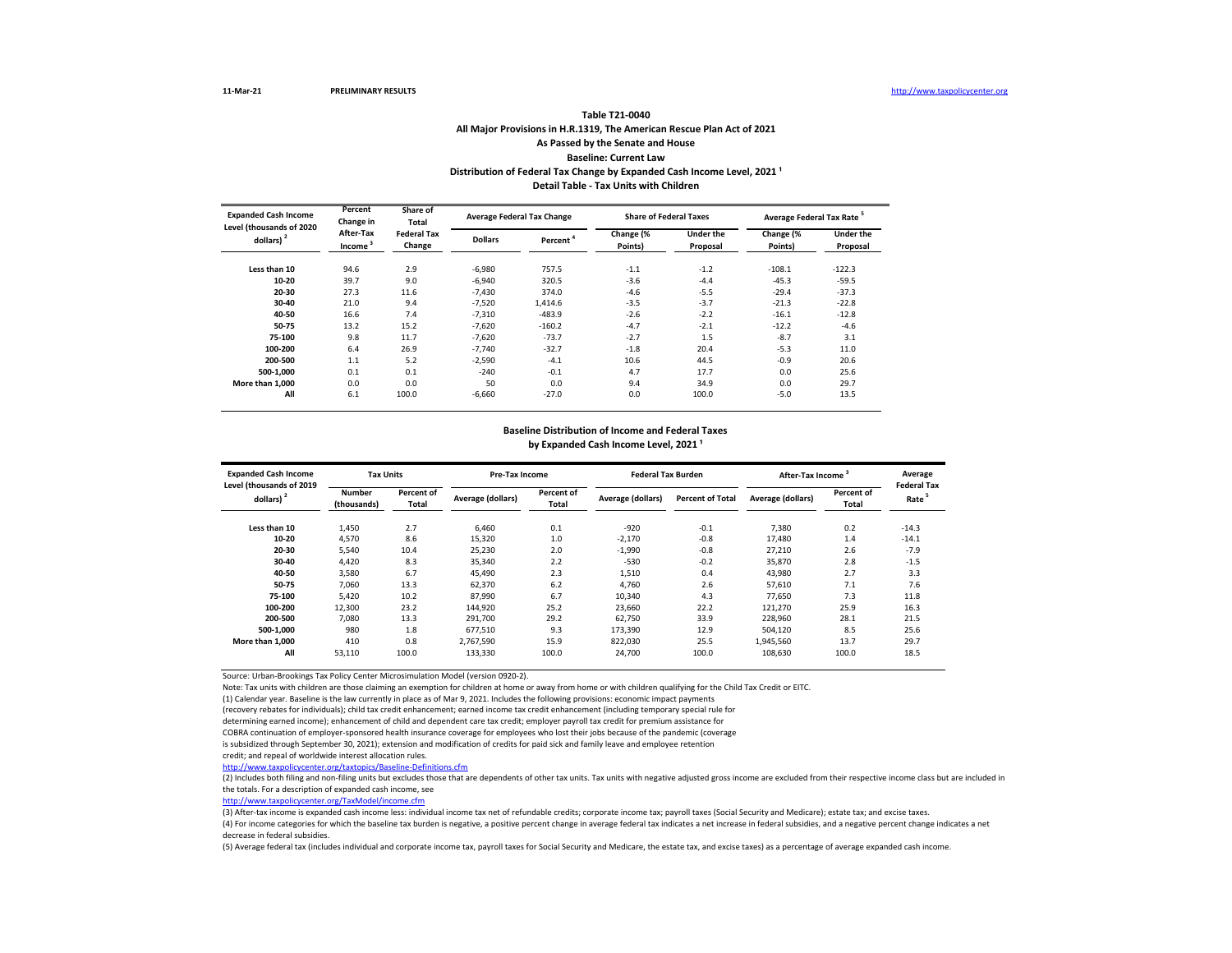11-Mar-21 PRELIMINARY RESULTS http://www.taxpolicycenter.org

### Table T21-0040
### All Major Provisions in H.R.1319, The American Rescue Plan Act of 2021
### As Passed by the Senate and House
### Baseline: Current Law
### Distribution of Federal Tax Change by Expanded Cash Income Level, 2021 [1]
### Detail Table - Tax Units with Children

| Expanded Cash Income Level (thousands of 2020 dollars) [2] | Percent Change in After-Tax Income [3] | Share of Total Federal Tax Change | Average Federal Tax Change | | Share of Federal Taxes | | Average Federal Tax Rate [5] | |
|---|---|---|---|---|---|---|---|---|
| | | | Dollars | Percent [4] | Change (% Points) | Under the Proposal | Change (% Points) | Under the Proposal |
| Less than 10 | 94.6 | 2.9 | -6,980 | 757.5 | -1.1 | -1.2 | -108.1 | -122.3 |
| 10-20 | 39.7 | 9.0 | -6,940 | 320.5 | -3.6 | -4.4 | -45.3 | -59.5 |
| 20-30 | 27.3 | 11.6 | -7,430 | 374.0 | -4.6 | -5.5 | -29.4 | -37.3 |
| 30-40 | 21.0 | 9.4 | -7,520 | 1,414.6 | -3.5 | -3.7 | -21.3 | -22.8 |
| 40-50 | 16.6 | 7.4 | -7,310 | -483.9 | -2.6 | -2.2 | -16.1 | -12.8 |
| 50-75 | 13.2 | 15.2 | -7,620 | -160.2 | -4.7 | -2.1 | -12.2 | -4.6 |
| 75-100 | 9.8 | 11.7 | -7,620 | -73.7 | -2.7 | 1.5 | -8.7 | 3.1 |
| 100-200 | 6.4 | 26.9 | -7,740 | -32.7 | -1.8 | 20.4 | -5.3 | 11.0 |
| 200-500 | 1.1 | 5.2 | -2,590 | -4.1 | 10.6 | 44.5 | -0.9 | 20.6 |
| 500-1,000 | 0.1 | 0.1 | -240 | -0.1 | 4.7 | 17.7 | 0.0 | 25.6 |
| More than 1,000 | 0.0 | 0.0 | 50 | 0.0 | 9.4 | 34.9 | 0.0 | 29.7 |
| All | 6.1 | 100.0 | -6,660 | -27.0 | 0.0 | 100.0 | -5.0 | 13.5 |

### Baseline Distribution of Income and Federal Taxes
### by Expanded Cash Income Level, 2021 [1]

| Expanded Cash Income Level (thousands of 2019 dollars) [2] | Tax Units | | Pre-Tax Income | | Federal Tax Burden | | After-Tax Income [3] | | Average Federal Tax Rate [5] |
|---|---|---|---|---|---|---|---|---|---|
| | Number (thousands) | Percent of Total | Average (dollars) | Percent of Total | Average (dollars) | Percent of Total | Average (dollars) | Percent of Total | |
| Less than 10 | 1,450 | 2.7 | 6,460 | 0.1 | -920 | -0.1 | 7,380 | 0.2 | -14.3 |
| 10-20 | 4,570 | 8.6 | 15,320 | 1.0 | -2,170 | -0.8 | 17,480 | 1.4 | -14.1 |
| 20-30 | 5,540 | 10.4 | 25,230 | 2.0 | -1,990 | -0.8 | 27,210 | 2.6 | -7.9 |
| 30-40 | 4,420 | 8.3 | 35,340 | 2.2 | -530 | -0.2 | 35,870 | 2.8 | -1.5 |
| 40-50 | 3,580 | 6.7 | 45,490 | 2.3 | 1,510 | 0.4 | 43,980 | 2.7 | 3.3 |
| 50-75 | 7,060 | 13.3 | 62,370 | 6.2 | 4,760 | 2.6 | 57,610 | 7.1 | 7.6 |
| 75-100 | 5,420 | 10.2 | 87,990 | 6.7 | 10,340 | 4.3 | 77,650 | 7.3 | 11.8 |
| 100-200 | 12,300 | 23.2 | 144,920 | 25.2 | 23,660 | 22.2 | 121,270 | 25.9 | 16.3 |
| 200-500 | 7,080 | 13.3 | 291,700 | 29.2 | 62,750 | 33.9 | 228,960 | 28.1 | 21.5 |
| 500-1,000 | 980 | 1.8 | 677,510 | 9.3 | 173,390 | 12.9 | 504,120 | 8.5 | 25.6 |
| More than 1,000 | 410 | 0.8 | 2,767,590 | 15.9 | 822,030 | 25.5 | 1,945,560 | 13.7 | 29.7 |
| All | 53,110 | 100.0 | 133,330 | 100.0 | 24,700 | 100.0 | 108,630 | 100.0 | 18.5 |

Source: Urban-Brookings Tax Policy Center Microsimulation Model (version 0920-2).

Note: Tax units with children are those claiming an exemption for children at home or away from home or with children qualifying for the Child Tax Credit or EITC.

(1) Calendar year. Baseline is the law currently in place as of Mar 9, 2021. Includes the following provisions: economic impact payments (recovery rebates for individuals); child tax credit enhancement; earned income tax credit enhancement (including temporary special rule for determining earned income); enhancement of child and dependent care tax credit; employer payroll tax credit for premium assistance for COBRA continuation of employer-sponsored health insurance coverage for employees who lost their jobs because of the pandemic (coverage is subsidized through September 30, 2021); extension and modification of credits for paid sick and family leave and employee retention credit; and repeal of worldwide interest allocation rules.

http://www.taxpolicycenter.org/taxtopics/Baseline-Definitions.cfm

(2) Includes both filing and non-filing units but excludes those that are dependents of other tax units. Tax units with negative adjusted gross income are excluded from their respective income class but are included in the totals. For a description of expanded cash income, see

http://www.taxpolicycenter.org/TaxModel/income.cfm

(3) After-tax income is expanded cash income less: individual income tax net of refundable credits; corporate income tax; payroll taxes (Social Security and Medicare); estate tax; and excise taxes.

(4) For income categories for which the baseline tax burden is negative, a positive percent change in average federal tax indicates a net increase in federal subsidies, and a negative percent change indicates a net decrease in federal subsidies.

(5) Average federal tax (includes individual and corporate income tax, payroll taxes for Social Security and Medicare, the estate tax, and excise taxes) as a percentage of average expanded cash income.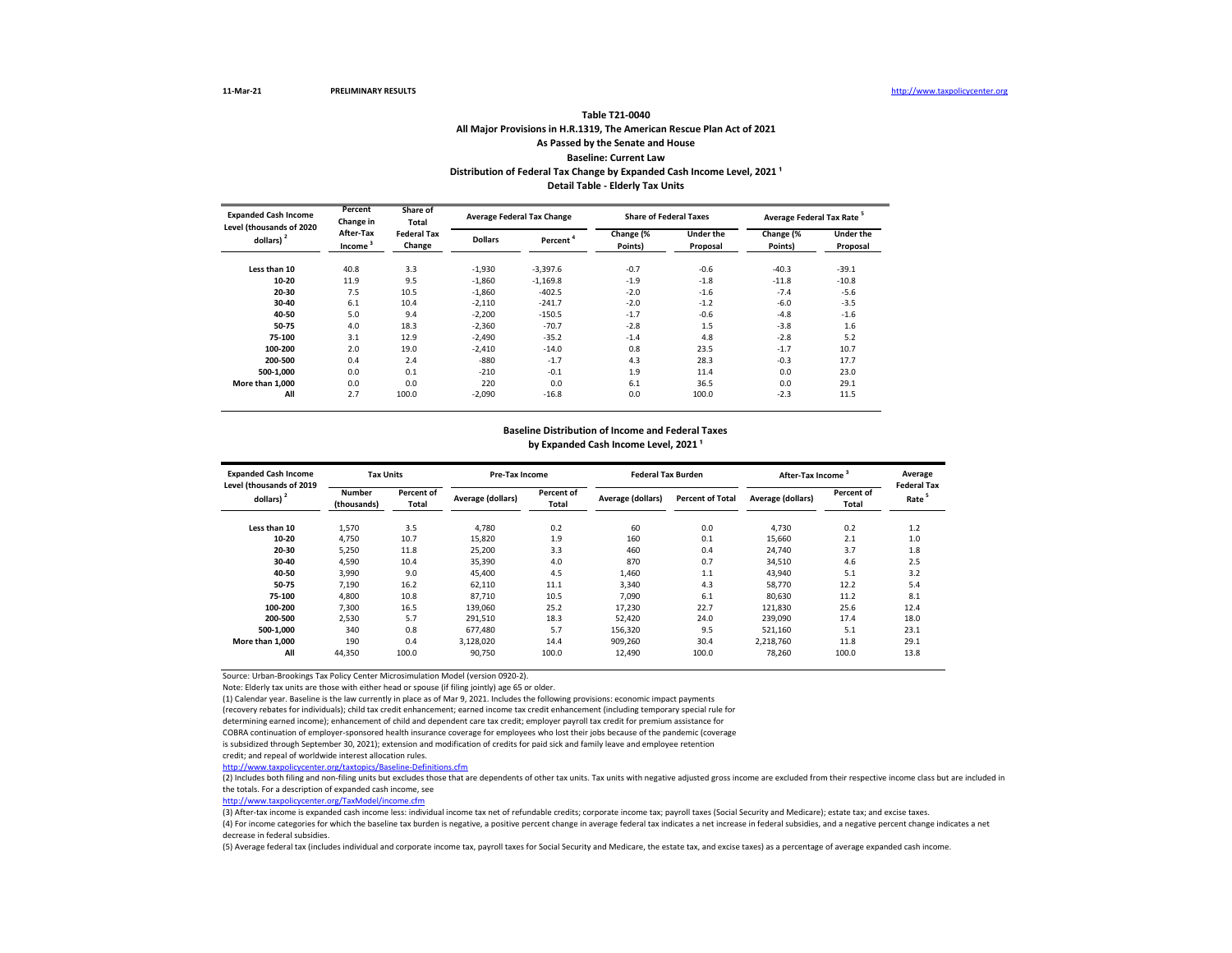11-Mar-21 **PRELIMINARY RESULTS** http://www.taxpolicycenter.org

### Table T21-0040
### All Major Provisions in H.R.1319, The American Rescue Plan Act of 2021
### As Passed by the Senate and House
### Baseline: Current Law
### Distribution of Federal Tax Change by Expanded Cash Income Level, 2021 [1]
### Detail Table - Elderly Tax Units

| Expanded Cash Income Level (thousands of 2020 dollars) [2] | Percent Change in After-Tax Income [3] | Share of Total Federal Tax Change | Average Federal Tax Change | | Share of Federal Taxes | | Average Federal Tax Rate [5] | |
|---|---|---|---|---|---|---|---|---|
| | | | Dollars | Percent [4] | Change (% Points) | Under the Proposal | Change (% Points) | Under the Proposal |
| **Less than 10** | 40.8 | 3.3 | -1,930 | -3,397.6 | -0.7 | -0.6 | -40.3 | -39.1 |
| **10-20** | 11.9 | 9.5 | -1,860 | -1,169.8 | -1.9 | -1.8 | -11.8 | -10.8 |
| **20-30** | 7.5 | 10.5 | -1,860 | -402.5 | -2.0 | -1.6 | -7.4 | -5.6 |
| **30-40** | 6.1 | 10.4 | -2,110 | -241.7 | -2.0 | -1.2 | -6.0 | -3.5 |
| **40-50** | 5.0 | 9.4 | -2,200 | -150.5 | -1.7 | -0.6 | -4.8 | -1.6 |
| **50-75** | 4.0 | 18.3 | -2,360 | -70.7 | -2.8 | 1.5 | -3.8 | 1.6 |
| **75-100** | 3.1 | 12.9 | -2,490 | -35.2 | -1.4 | 4.8 | -2.8 | 5.2 |
| **100-200** | 2.0 | 19.0 | -2,410 | -14.0 | 0.8 | 23.5 | -1.7 | 10.7 |
| **200-500** | 0.4 | 2.4 | -880 | -1.7 | 4.3 | 28.3 | -0.3 | 17.7 |
| **500-1,000** | 0.0 | 0.1 | -210 | -0.1 | 1.9 | 11.4 | 0.0 | 23.0 |
| **More than 1,000** | 0.0 | 0.0 | 220 | 0.0 | 6.1 | 36.5 | 0.0 | 29.1 |
| **All** | 2.7 | 100.0 | -2,090 | -16.8 | 0.0 | 100.0 | -2.3 | 11.5 |

### Baseline Distribution of Income and Federal Taxes
### by Expanded Cash Income Level, 2021 [1]

| Expanded Cash Income Level (thousands of 2019 dollars) [2] | Tax Units | | Pre-Tax Income | | Federal Tax Burden | | After-Tax Income [3] | | Average Federal Tax Rate [5] |
|---|---|---|---|---|---|---|---|---|---|
| | Number (thousands) | Percent of Total | Average (dollars) | Percent of Total | Average (dollars) | Percent of Total | Average (dollars) | Percent of Total | |
| **Less than 10** | 1,570 | 3.5 | 4,780 | 0.2 | 60 | 0.0 | 4,730 | 0.2 | 1.2 |
| **10-20** | 4,750 | 10.7 | 15,820 | 1.9 | 160 | 0.1 | 15,660 | 2.1 | 1.0 |
| **20-30** | 5,250 | 11.8 | 25,200 | 3.3 | 460 | 0.4 | 24,740 | 3.7 | 1.8 |
| **30-40** | 4,590 | 10.4 | 35,390 | 4.0 | 870 | 0.7 | 34,510 | 4.6 | 2.5 |
| **40-50** | 3,990 | 9.0 | 45,400 | 4.5 | 1,460 | 1.1 | 43,940 | 5.1 | 3.2 |
| **50-75** | 7,190 | 16.2 | 62,110 | 11.1 | 3,340 | 4.3 | 58,770 | 12.2 | 5.4 |
| **75-100** | 4,800 | 10.8 | 87,710 | 10.5 | 7,090 | 6.1 | 80,630 | 11.2 | 8.1 |
| **100-200** | 7,300 | 16.5 | 139,060 | 25.2 | 17,230 | 22.7 | 121,830 | 25.6 | 12.4 |
| **200-500** | 2,530 | 5.7 | 291,510 | 18.3 | 52,420 | 24.0 | 239,090 | 17.4 | 18.0 |
| **500-1,000** | 340 | 0.8 | 677,480 | 5.7 | 156,320 | 9.5 | 521,160 | 5.1 | 23.1 |
| **More than 1,000** | 190 | 0.4 | 3,128,020 | 14.4 | 909,260 | 30.4 | 2,218,760 | 11.8 | 29.1 |
| **All** | 44,350 | 100.0 | 90,750 | 100.0 | 12,490 | 100.0 | 78,260 | 100.0 | 13.8 |

Source: Urban-Brookings Tax Policy Center Microsimulation Model (version 0920-2).

Note: Elderly tax units are those with either head or spouse (if filing jointly) age 65 or older.

(1) Calendar year. Baseline is the law currently in place as of Mar 9, 2021. Includes the following provisions: economic impact payments (recovery rebates for individuals); child tax credit enhancement; earned income tax credit enhancement (including temporary special rule for determining earned income); enhancement of child and dependent care tax credit; employer payroll tax credit for premium assistance for COBRA continuation of employer-sponsored health insurance coverage for employees who lost their jobs because of the pandemic (coverage is subsidized through September 30, 2021); extension and modification of credits for paid sick and family leave and employee retention credit; and repeal of worldwide interest allocation rules.

http://www.taxpolicycenter.org/taxtopics/Baseline-Definitions.cfm

(2) Includes both filing and non-filing units but excludes those that are dependents of other tax units. Tax units with negative adjusted gross income are excluded from their respective income class but are included in the totals. For a description of expanded cash income, see

http://www.taxpolicycenter.org/TaxModel/income.cfm

(3) After-tax income is expanded cash income less: individual income tax net of refundable credits; corporate income tax; payroll taxes (Social Security and Medicare); estate tax; and excise taxes.

(4) For income categories for which the baseline tax burden is negative, a positive percent change in average federal tax indicates a net increase in federal subsidies, and a negative percent change indicates a net decrease in federal subsidies.

(5) Average federal tax (includes individual and corporate income tax, payroll taxes for Social Security and Medicare, the estate tax, and excise taxes) as a percentage of average expanded cash income.